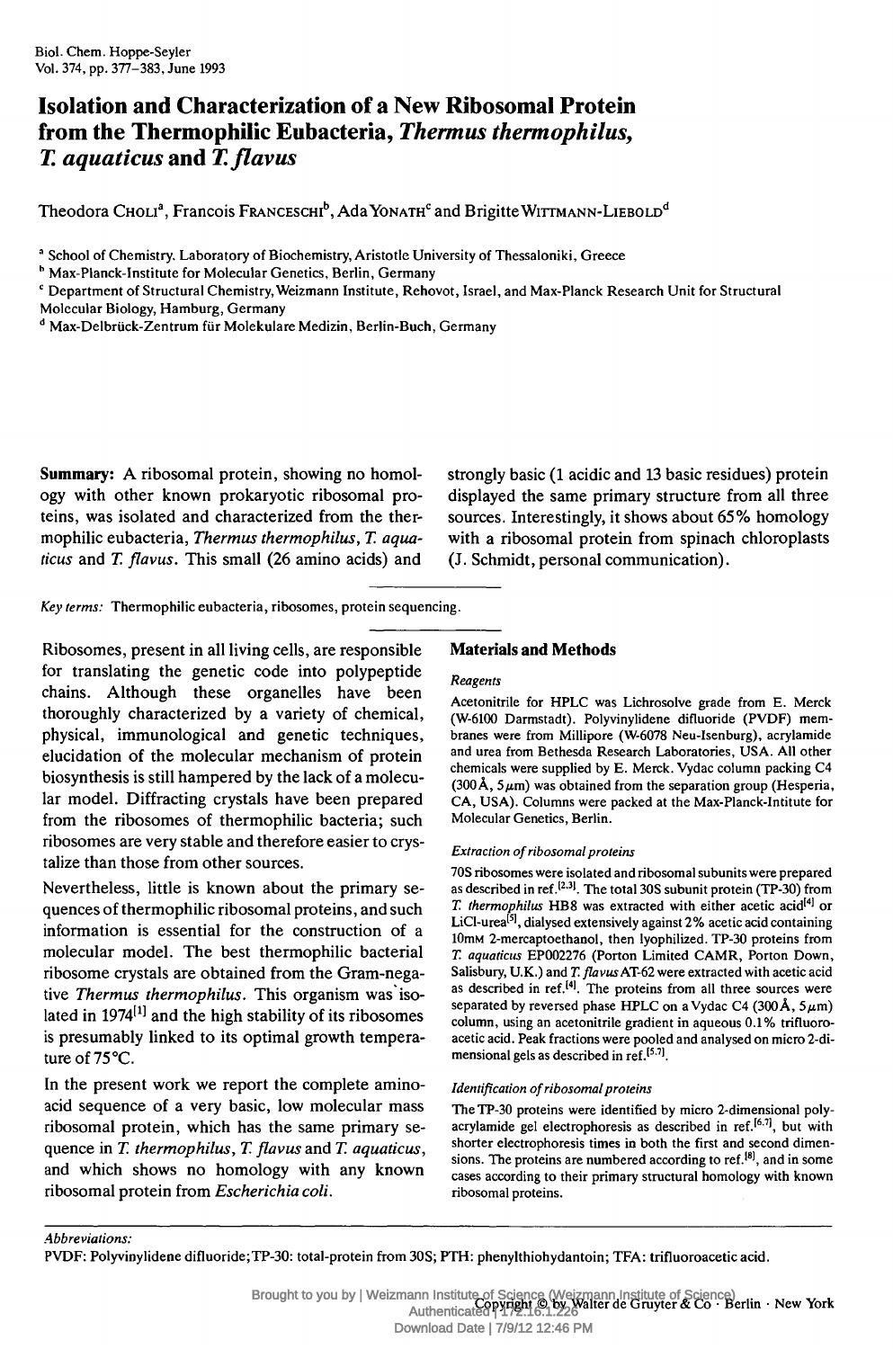# Isolation and Characterization of a New Ribosomal Protein from the Thermophilic Eubacteria, *Thermus thermophilus*, *T. aquaticus* and *T. flavus*

Theodora CHOLI[a], Francois FRANCESCHI[b], Ada YONATH[c] and Brigitte WITTMANN-LIEBOLD[d]

[a] School of Chemistry. Laboratory of Biochemistry, Aristotle University of Thessaloniki, Greece

[b] Max-Planck-Institute for Molecular Genetics, Berlin, Germany

[c] Department of Structural Chemistry, Weizmann Institute, Rehovot, Israel, and Max-Planck Research Unit for Structural Molecular Biology, Hamburg, Germany

[d] Max-Delbrück-Zentrum für Molekulare Medizin, Berlin-Buch, Germany

**Summary:** A ribosomal protein, showing no homology with other known prokaryotic ribosomal proteins, was isolated and characterized from the thermophilic eubacteria, *Thermus thermophilus*, *T. aquaticus* and *T. flavus*. This small (26 amino acids) and strongly basic (1 acidic and 13 basic residues) protein displayed the same primary structure from all three sources. Interestingly, it shows about 65% homology with a ribosomal protein from spinach chloroplasts (J. Schmidt, personal communication).

*Key terms:* Thermophilic eubacteria, ribosomes, protein sequencing.

Ribosomes, present in all living cells, are responsible for translating the genetic code into polypeptide chains. Although these organelles have been thoroughly characterized by a variety of chemical, physical, immunological and genetic techniques, elucidation of the molecular mechanism of protein biosynthesis is still hampered by the lack of a molecular model. Diffracting crystals have been prepared from the ribosomes of thermophilic bacteria; such ribosomes are very stable and therefore easier to crystalize than those from other sources.

Nevertheless, little is known about the primary sequences of thermophilic ribosomal proteins, and such information is essential for the construction of a molecular model. The best thermophilic bacterial ribosome crystals are obtained from the Gram-negative *Thermus thermophilus*. This organism was isolated in 1974[1] and the high stability of its ribosomes is presumably linked to its optimal growth temperature of 75°C.

In the present work we report the complete amino-acid sequence of a very basic, low molecular mass ribosomal protein, which has the same primary sequence in *T. thermophilus*, *T. flavus* and *T. aquaticus*, and which shows no homology with any known ribosomal protein from *Escherichia coli*.

## Materials and Methods

### Reagents

Acetonitrile for HPLC was Lichrosolve grade from E. Merck (W-6100 Darmstadt). Polyvinylidene difluoride (PVDF) membranes were from Millipore (W-6078 Neu-Isenburg), acrylamide and urea from Bethesda Research Laboratories, USA. All other chemicals were supplied by E. Merck. Vydac column packing C4 (300 Å, 5 μm) was obtained from the separation group (Hesperia, CA, USA). Columns were packed at the Max-Planck-Institute for Molecular Genetics, Berlin.

### Extraction of ribosomal proteins

70S ribosomes were isolated and ribosomal subunits were prepared as described in ref.[2,3]. The total 30S subunit protein (TP-30) from *T. thermophilus* HB8 was extracted with either acetic acid[4] or LiCl-urea[5], dialysed extensively against 2% acetic acid containing 10mM 2-mercaptoethanol, then lyophilized. TP-30 proteins from *T. aquaticus* EP002276 (Porton Limited CAMR, Porton Down, Salisbury, U.K.) and *T. flavus* AT-62 were extracted with acetic acid as described in ref.[4]. The proteins from all three sources were separated by reversed phase HPLC on a Vydac C4 (300 Å, 5 μm) column, using an acetonitrile gradient in aqueous 0.1% trifluoroacetic acid. Peak fractions were pooled and analysed on micro 2-dimensional gels as described in ref.[5,7].

### Identification of ribosomal proteins

The TP-30 proteins were identified by micro 2-dimensional polyacrylamide gel electrophoresis as described in ref.[6,7], but with shorter electrophoresis times in both the first and second dimensions. The proteins are numbered according to ref.[8], and in some cases according to their primary structural homology with known ribosomal proteins.

*Abbreviations:*

PVDF: Polyvinylidene difluoride; TP-30: total-protein from 30S; PTH: phenylthiohydantoin; TFA: trifluoroacetic acid.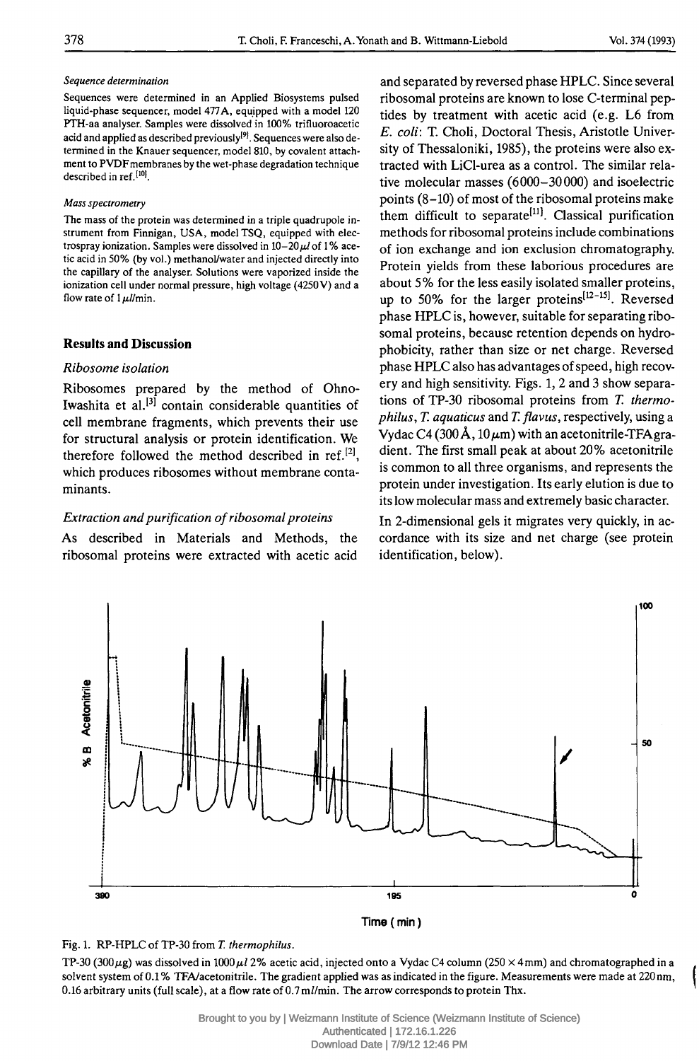### Sequence determination

Sequences were determined in an Applied Biosystems pulsed liquid-phase sequencer, model 477A, equipped with a model 120 PTH-aa analyser. Samples were dissolved in 100% trifluoroacetic acid and applied as described previously[9]. Sequences were also determined in the Knauer sequencer, model 810, by covalent attachment to PVDF membranes by the wet-phase degradation technique described in ref.[10].

### Mass spectrometry

The mass of the protein was determined in a triple quadrupole instrument from Finnigan, USA, model TSQ, equipped with electrospray ionization. Samples were dissolved in 10–20 $\mu l$ of 1% acetic acid in 50% (by vol.) methanol/water and injected directly into the capillary of the analyser. Solutions were vaporized inside the ionization cell under normal pressure, high voltage (4250 V) and a flow rate of 1 $\mu l$/min.

## Results and Discussion

### Ribosome isolation

Ribosomes prepared by the method of Ohno-Iwashita et al.[3] contain considerable quantities of cell membrane fragments, which prevents their use for structural analysis or protein identification. We therefore followed the method described in ref.[2], which produces ribosomes without membrane contaminants.

### Extraction and purification of ribosomal proteins

As described in Materials and Methods, the ribosomal proteins were extracted with acetic acid and separated by reversed phase HPLC. Since several ribosomal proteins are known to lose C-terminal peptides by treatment with acetic acid (e.g. L6 from *E. coli*: T. Choli, Doctoral Thesis, Aristotle University of Thessaloniki, 1985), the proteins were also extracted with LiCl-urea as a control. The similar relative molecular masses (6000–30000) and isoelectric points (8–10) of most of the ribosomal proteins make them difficult to separate[11]. Classical purification methods for ribosomal proteins include combinations of ion exchange and ion exclusion chromatography. Protein yields from these laborious procedures are about 5% for the less easily isolated smaller proteins, up to 50% for the larger proteins[12–15]. Reversed phase HPLC is, however, suitable for separating ribosomal proteins, because retention depends on hydrophobicity, rather than size or net charge. Reversed phase HPLC also has advantages of speed, high recovery and high sensitivity. Figs. 1, 2 and 3 show separations of TP-30 ribosomal proteins from *T. thermophilus*, *T. aquaticus* and *T. flavus*, respectively, using a Vydac C4 (300 Å, 10 $\mu$m) with an acetonitrile-TFA gradient. The first small peak at about 20% acetonitrile is common to all three organisms, and represents the protein under investigation. Its early elution is due to its low molecular mass and extremely basic character.

In 2-dimensional gels it migrates very quickly, in accordance with its size and net charge (see protein identification, below).

Fig. 1. RP-HPLC of TP-30 from *T. thermophilus*.

TP-30 (300 $\mu$g) was dissolved in 1000 $\mu l$ 2% acetic acid, injected onto a Vydac C4 column (250 × 4 mm) and chromatographed in a solvent system of 0.1% TFA/acetonitrile. The gradient applied was as indicated in the figure. Measurements were made at 220 nm, 0.16 arbitrary units (full scale), at a flow rate of 0.7 ml/min. The arrow corresponds to protein Thx.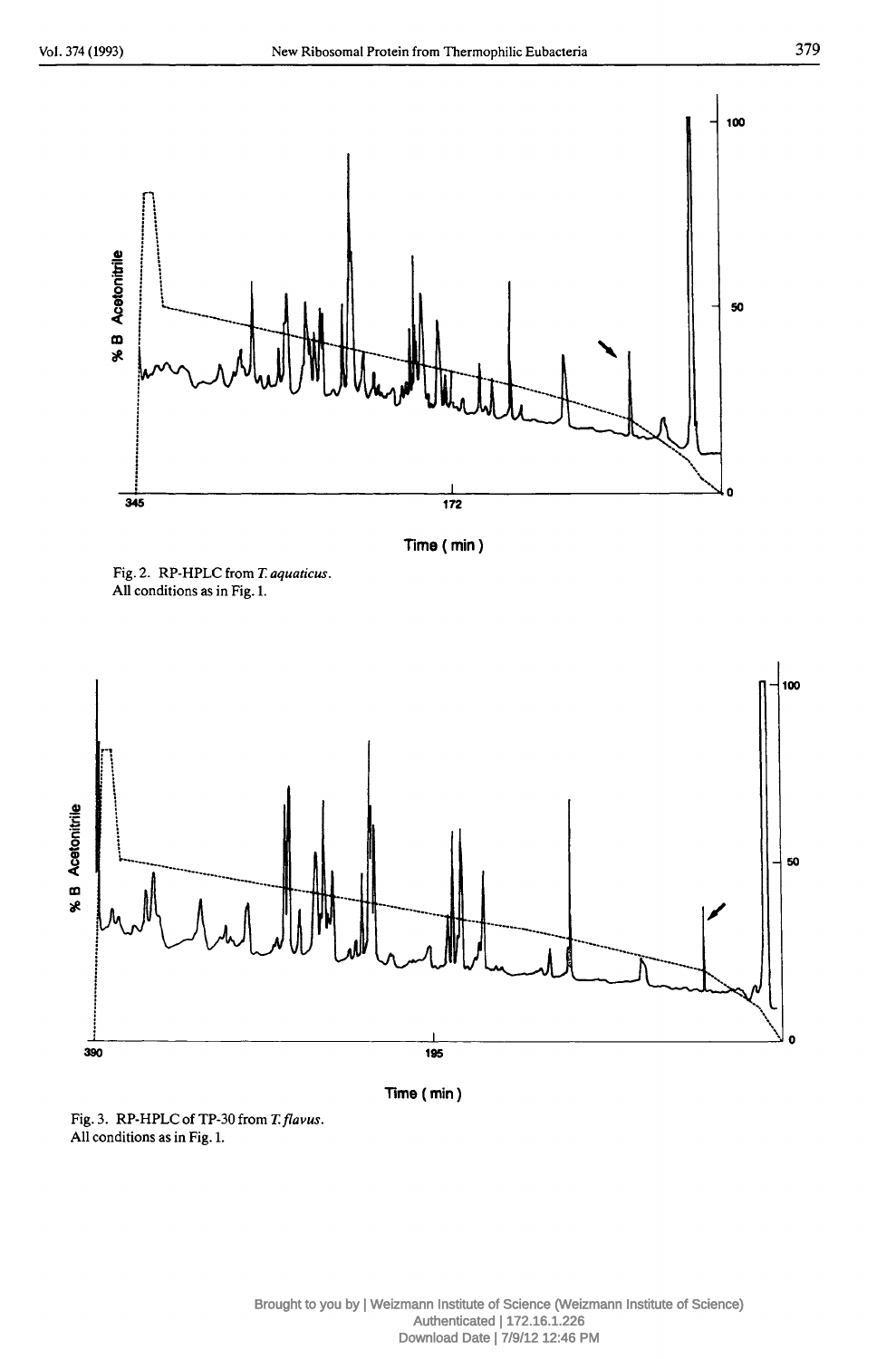Fig. 2. RP-HPLC from *T. aquaticus*.
All conditions as in Fig. 1.

Fig. 3. RP-HPLC of TP-30 from *T. flavus*.
All conditions as in Fig. 1.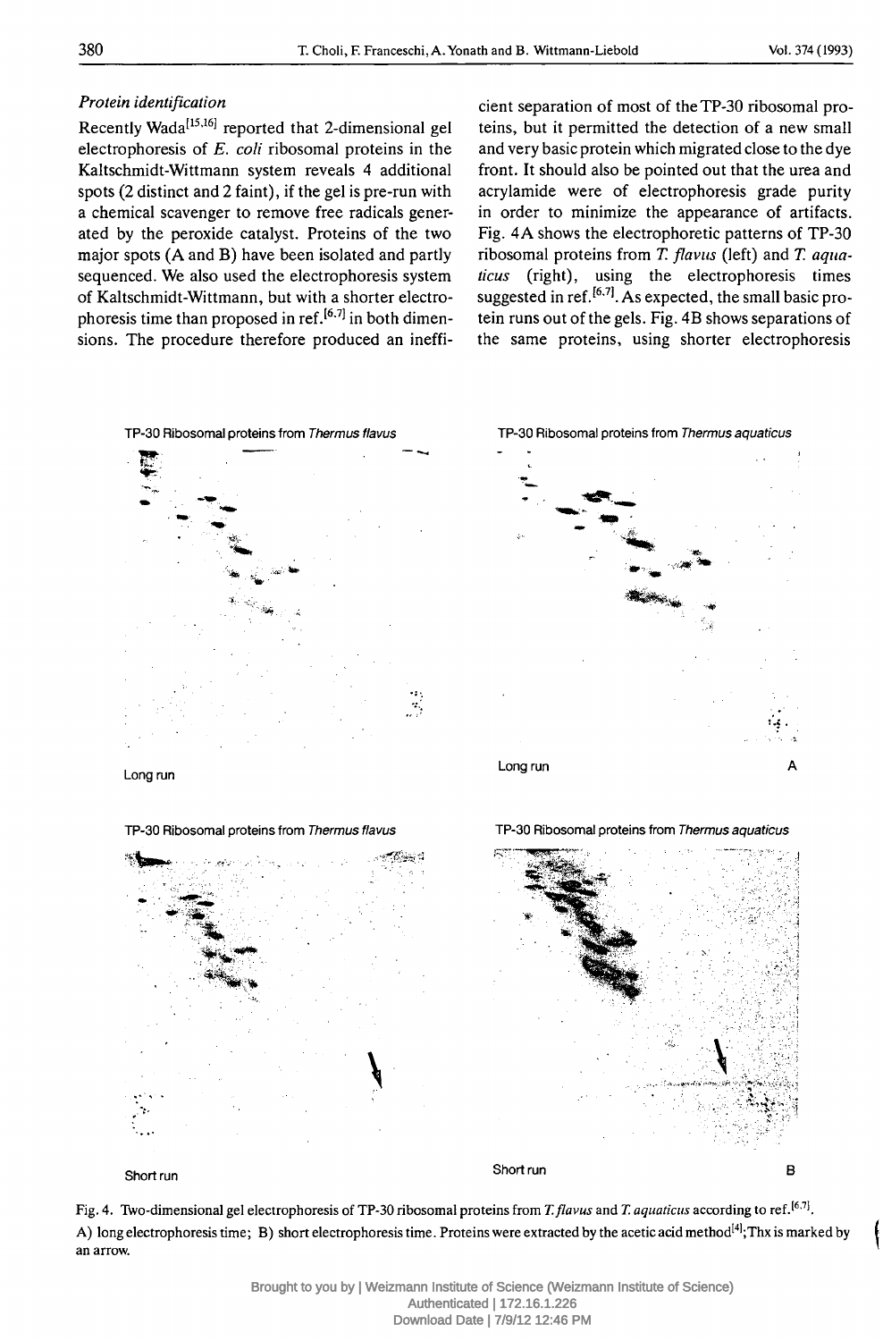### *Protein identification*

Recently Wada[15,16] reported that 2-dimensional gel electrophoresis of *E. coli* ribosomal proteins in the Kaltschmidt-Wittmann system reveals 4 additional spots (2 distinct and 2 faint), if the gel is pre-run with a chemical scavenger to remove free radicals generated by the peroxide catalyst. Proteins of the two major spots (A and B) have been isolated and partly sequenced. We also used the electrophoresis system of Kaltschmidt-Wittmann, but with a shorter electrophoresis time than proposed in ref.[6,7] in both dimensions. The procedure therefore produced an inefficient separation of most of the TP-30 ribosomal proteins, but it permitted the detection of a new small and very basic protein which migrated close to the dye front. It should also be pointed out that the urea and acrylamide were of electrophoresis grade purity in order to minimize the appearance of artifacts. Fig. 4A shows the electrophoretic patterns of TP-30 ribosomal proteins from *T. flavus* (left) and *T. aquaticus* (right), using the electrophoresis times suggested in ref.[6,7]. As expected, the small basic protein runs out of the gels. Fig. 4B shows separations of the same proteins, using shorter electrophoresis

Fig. 4. Two-dimensional gel electrophoresis of TP-30 ribosomal proteins from *T. flavus* and *T. aquaticus* according to ref.[6,7].
A) long electrophoresis time; B) short electrophoresis time. Proteins were extracted by the acetic acid method[4]; Thx is marked by an arrow.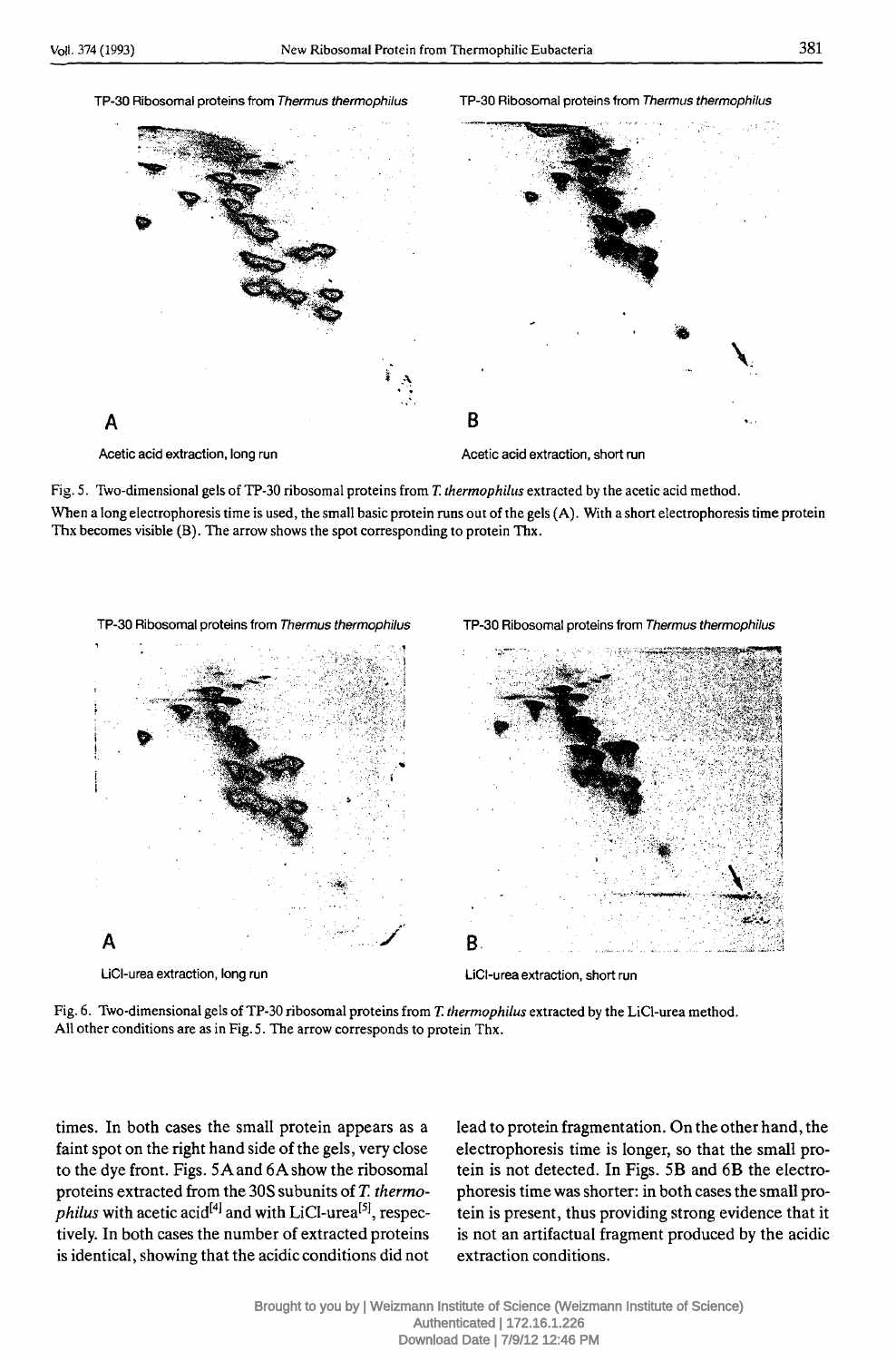TP-30 Ribosomal proteins from *Thermus thermophilus*

TP-30 Ribosomal proteins from *Thermus thermophilus*

A

Acetic acid extraction, long run

B

Acetic acid extraction, short run

Fig. 5. Two-dimensional gels of TP-30 ribosomal proteins from *T. thermophilus* extracted by the acetic acid method. When a long electrophoresis time is used, the small basic protein runs out of the gels (A). With a short electrophoresis time protein Thx becomes visible (B). The arrow shows the spot corresponding to protein Thx.

TP-30 Ribosomal proteins from *Thermus thermophilus*

TP-30 Ribosomal proteins from *Thermus thermophilus*

A

LiCl-urea extraction, long run

B

LiCl-urea extraction, short run

Fig. 6. Two-dimensional gels of TP-30 ribosomal proteins from *T. thermophilus* extracted by the LiCl-urea method. All other conditions are as in Fig. 5. The arrow corresponds to protein Thx.

times. In both cases the small protein appears as a faint spot on the right hand side of the gels, very close to the dye front. Figs. 5A and 6A show the ribosomal proteins extracted from the 30S subunits of *T. thermophilus* with acetic acid[4] and with LiCl-urea[5], respectively. In both cases the number of extracted proteins is identical, showing that the acidic conditions did not lead to protein fragmentation. On the other hand, the electrophoresis time is longer, so that the small protein is not detected. In Figs. 5B and 6B the electrophoresis time was shorter: in both cases the small protein is present, thus providing strong evidence that it is not an artifactual fragment produced by the acidic extraction conditions.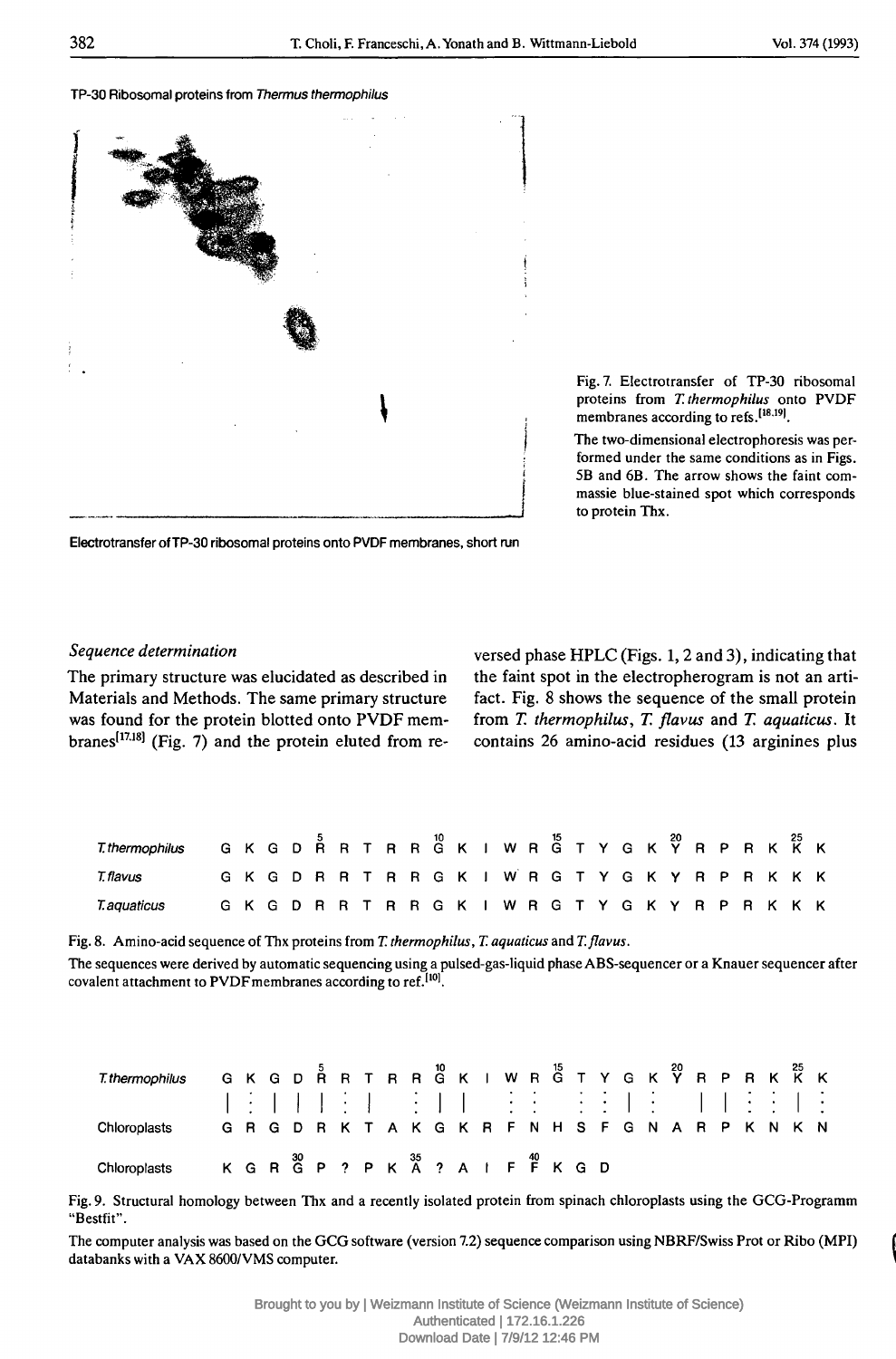TP-30 Ribosomal proteins from *Thermus thermophilus*

Electrotransfer of TP-30 ribosomal proteins onto PVDF membranes, short run

Fig. 7. Electrotransfer of TP-30 ribosomal proteins from *T. thermophilus* onto PVDF membranes according to refs.[18,19].

The two-dimensional electrophoresis was performed under the same conditions as in Figs. 5B and 6B. The arrow shows the faint commassie blue-stained spot which corresponds to protein Thx.

### *Sequence determination*

The primary structure was elucidated as described in Materials and Methods. The same primary structure was found for the protein blotted onto PVDF membranes[17,18] (Fig. 7) and the protein eluted from reversed phase HPLC (Figs. 1, 2 and 3), indicating that the faint spot in the electropherogram is not an artifact. Fig. 8 shows the sequence of the small protein from *T. thermophilus*, *T. flavus* and *T. aquaticus*. It contains 26 amino-acid residues (13 arginines plus

| | 1 | 2 | 3 | 4 | 5 | 6 | 7 | 8 | 9 | 10 | 11 | 12 | 13 | 14 | 15 | 16 | 17 | 18 | 19 | 20 | 21 | 22 | 23 | 24 | 25 | 26 |
|---|---|---|---|---|---|---|---|---|---|---|---|---|---|---|---|---|---|---|---|---|---|---|---|---|---|---|
| *T. thermophilus* | G | K | G | D | R | R | T | R | R | G | K | I | W | R | G | T | Y | G | K | Y | R | P | R | K | K | K |
| *T. flavus* | G | K | G | D | R | R | T | R | R | G | K | I | W | R | G | T | Y | G | K | Y | R | P | R | K | K | K |
| *T. aquaticus* | G | K | G | D | R | R | T | R | R | G | K | I | W | R | G | T | Y | G | K | Y | R | P | R | K | K | K |

Fig. 8. Amino-acid sequence of Thx proteins from *T. thermophilus*, *T. aquaticus* and *T. flavus*.

The sequences were derived by automatic sequencing using a pulsed-gas-liquid phase ABS-sequencer or a Knauer sequencer after covalent attachment to PVDF membranes according to ref.[10].

```
                 5         10        15        20        25
T.thermophilus   G K G D R R T R R G K I W R G T Y G K Y R P R K K K
                 | : | | | : |   : | |   : :   : : | :   | | : : | :
Chloroplasts     G R G D R K T A K G K R F N H S F G N A R P K N K N

                     30        35        40
Chloroplasts     K G R G P ? P K A ? A I F F K G D
```

Fig. 9. Structural homology between Thx and a recently isolated protein from spinach chloroplasts using the GCG-Programm "Bestfit".

The computer analysis was based on the GCG software (version 7.2) sequence comparison using NBRF/Swiss Prot or Ribo (MPI) databanks with a VAX 8600/VMS computer.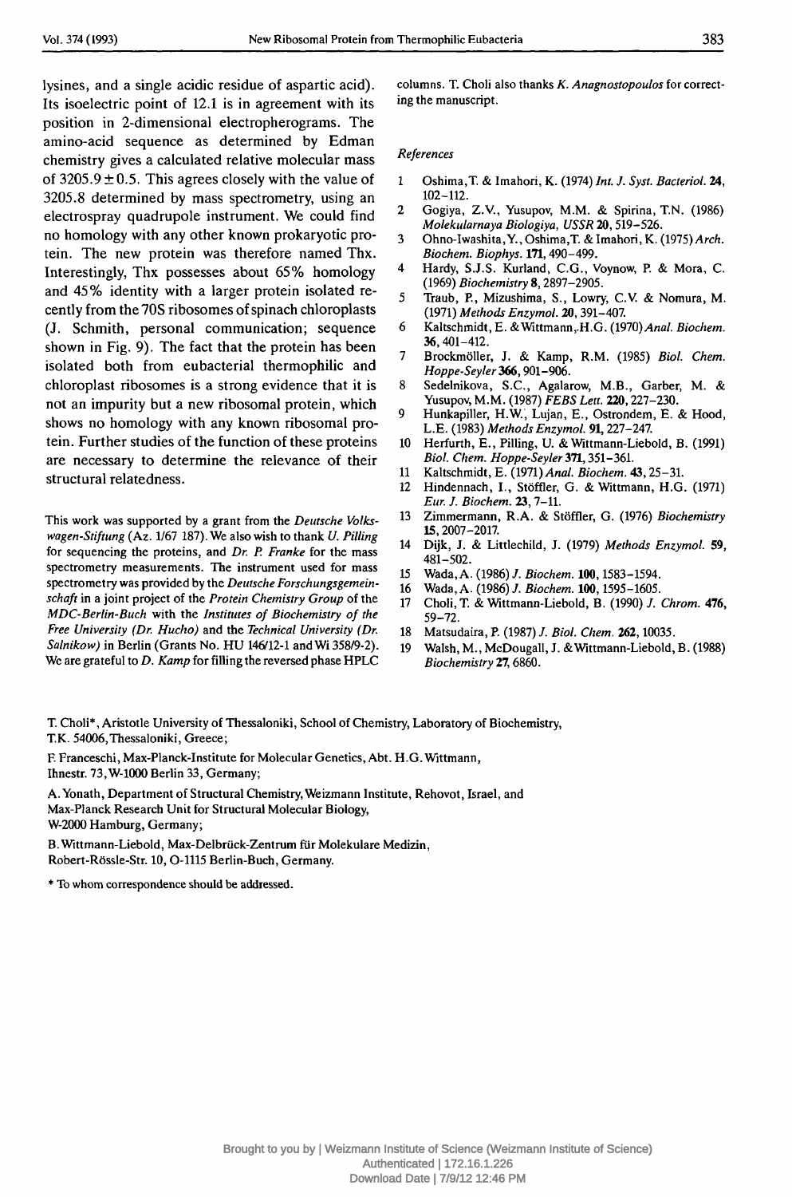lysines, and a single acidic residue of aspartic acid). Its isoelectric point of 12.1 is in agreement with its position in 2-dimensional electropherograms. The amino-acid sequence as determined by Edman chemistry gives a calculated relative molecular mass of $3205.9 \pm 0.5$. This agrees closely with the value of 3205.8 determined by mass spectrometry, using an electrospray quadrupole instrument. We could find no homology with any other known prokaryotic protein. The new protein was therefore named Thx. Interestingly, Thx possesses about 65% homology and 45% identity with a larger protein isolated recently from the 70S ribosomes of spinach chloroplasts (J. Schmith, personal communication; sequence shown in Fig. 9). The fact that the protein has been isolated both from eubacterial thermophilic and chloroplast ribosomes is a strong evidence that it is not an impurity but a new ribosomal protein, which shows no homology with any known ribosomal protein. Further studies of the function of these proteins are necessary to determine the relevance of their structural relatedness.

This work was supported by a grant from the *Deutsche Volkswagen-Stiftung* (Az. 1/67 187). We also wish to thank *U. Pilling* for sequencing the proteins, and *Dr. P. Franke* for the mass spectrometry measurements. The instrument used for mass spectrometry was provided by the *Deutsche Forschungsgemeinschaft* in a joint project of the *Protein Chemistry Group* of the *MDC-Berlin-Buch* with the *Institutes of Biochemistry of the Free University (Dr. Hucho)* and the *Technical University (Dr. Salnikow)* in Berlin (Grants No. HU 146/12-1 and Wi 358/9-2). We are grateful to *D. Kamp* for filling the reversed phase HPLC columns. T. Choli also thanks *K. Anagnostopoulos* for correcting the manuscript.

*References*

1. Oshima, T. & Imahori, K. (1974) *Int. J. Syst. Bacteriol.* **24**, 102–112.
2. Gogiya, Z.V., Yusupov, M.M. & Spirina, T.N. (1986) *Molekularnaya Biologiya, USSR* **20**, 519–526.
3. Ohno-Iwashita, Y., Oshima, T. & Imahori, K. (1975) *Arch. Biochem. Biophys.* **171**, 490–499.
4. Hardy, S.J.S. Kurland, C.G., Voynow, P. & Mora, C. (1969) *Biochemistry* **8**, 2897–2905.
5. Traub, P., Mizushima, S., Lowry, C.V. & Nomura, M. (1971) *Methods Enzymol.* **20**, 391–407.
6. Kaltschmidt, E. & Wittmann, H.G. (1970) *Anal. Biochem.* **36**, 401–412.
7. Brockmöller, J. & Kamp, R.M. (1985) *Biol. Chem. Hoppe-Seyler* **366**, 901–906.
8. Sedelnikova, S.C., Agalarow, M.B., Garber, M. & Yusupov, M.M. (1987) *FEBS Lett.* **220**, 227–230.
9. Hunkapiller, H.W., Lujan, E., Ostrondem, E. & Hood, L.E. (1983) *Methods Enzymol.* **91**, 227–247.
10. Herfurth, E., Pilling, U. & Wittmann-Liebold, B. (1991) *Biol. Chem. Hoppe-Seyler* **371**, 351–361.
11. Kaltschmidt, E. (1971) *Anal. Biochem.* **43**, 25–31.
12. Hindennach, I., Stöffler, G. & Wittmann, H.G. (1971) *Eur. J. Biochem.* **23**, 7–11.
13. Zimmermann, R.A. & Stöffler, G. (1976) *Biochemistry* **15**, 2007–2017.
14. Dijk, J. & Littlechild, J. (1979) *Methods Enzymol.* **59**, 481–502.
15. Wada, A. (1986) *J. Biochem.* **100**, 1583–1594.
16. Wada, A. (1986) *J. Biochem.* **100**, 1595–1605.
17. Choli, T. & Wittmann-Liebold, B. (1990) *J. Chrom.* **476**, 59–72.
18. Matsudaira, P. (1987) *J. Biol. Chem.* **262**, 10035.
19. Walsh, M., McDougall, J. & Wittmann-Liebold, B. (1988) *Biochemistry* **27**, 6860.

T. Choli*, Aristotle University of Thessaloniki, School of Chemistry, Laboratory of Biochemistry, T.K. 54006, Thessaloniki, Greece;

F. Franceschi, Max-Planck-Institute for Molecular Genetics, Abt. H.G. Wittmann, Ihnestr. 73, W-1000 Berlin 33, Germany;

A. Yonath, Department of Structural Chemistry, Weizmann Institute, Rehovot, Israel, and Max-Planck Research Unit for Structural Molecular Biology, W-2000 Hamburg, Germany;

B. Wittmann-Liebold, Max-Delbrück-Zentrum für Molekulare Medizin, Robert-Rössle-Str. 10, O-1115 Berlin-Buch, Germany.

\* To whom correspondence should be addressed.